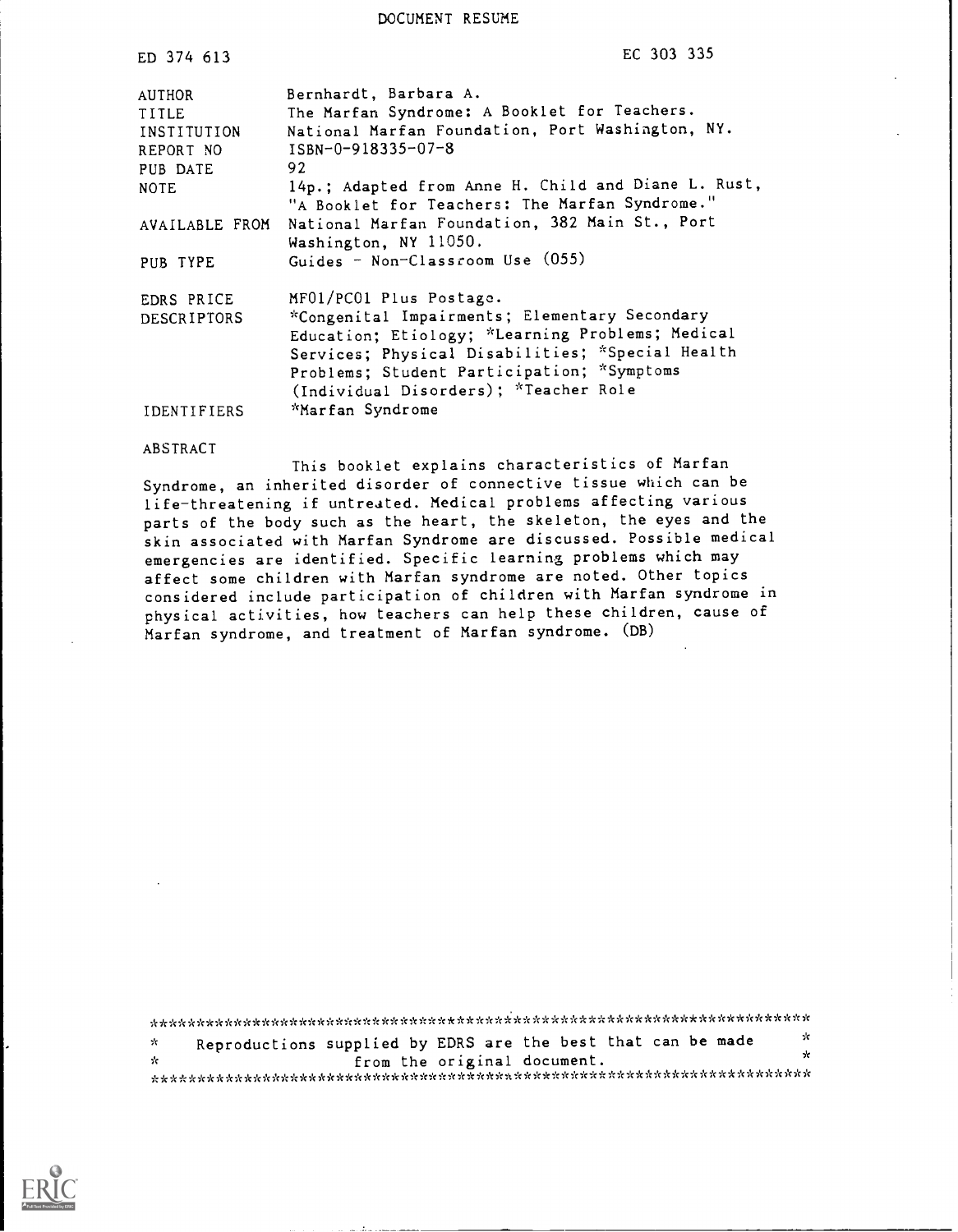DOCUMENT RESUME

ED 374 613 EC 303 335

| | |
|---|---|
| AUTHOR | Bernhardt, Barbara A. |
| TITLE | The Marfan Syndrome: A Booklet for Teachers. |
| INSTITUTION | National Marfan Foundation, Port Washington, NY. |
| REPORT NO | ISBN-0-918335-07-8 |
| PUB DATE | 92 |
| NOTE | 14p.; Adapted from Anne H. Child and Diane L. Rust, "A Booklet for Teachers: The Marfan Syndrome." |
| AVAILABLE FROM | National Marfan Foundation, 382 Main St., Port Washington, NY 11050. |
| PUB TYPE | Guides - Non-Classroom Use (055) |
| EDRS PRICE | MF01/PC01 Plus Postage. |
| DESCRIPTORS | *Congenital Impairments; Elementary Secondary Education; Etiology; *Learning Problems; Medical Services; Physical Disabilities; *Special Health Problems; Student Participation; *Symptoms (Individual Disorders); *Teacher Role |
| IDENTIFIERS | *Marfan Syndrome |

ABSTRACT

This booklet explains characteristics of Marfan Syndrome, an inherited disorder of connective tissue which can be life-threatening if untreated. Medical problems affecting various parts of the body such as the heart, the skeleton, the eyes and the skin associated with Marfan Syndrome are discussed. Possible medical emergencies are identified. Specific learning problems which may affect some children with Marfan syndrome are noted. Other topics considered include participation of children with Marfan syndrome in physical activities, how teachers can help these children, cause of Marfan syndrome, and treatment of Marfan syndrome. (DB)

Reproductions supplied by EDRS are the best that can be made from the original document.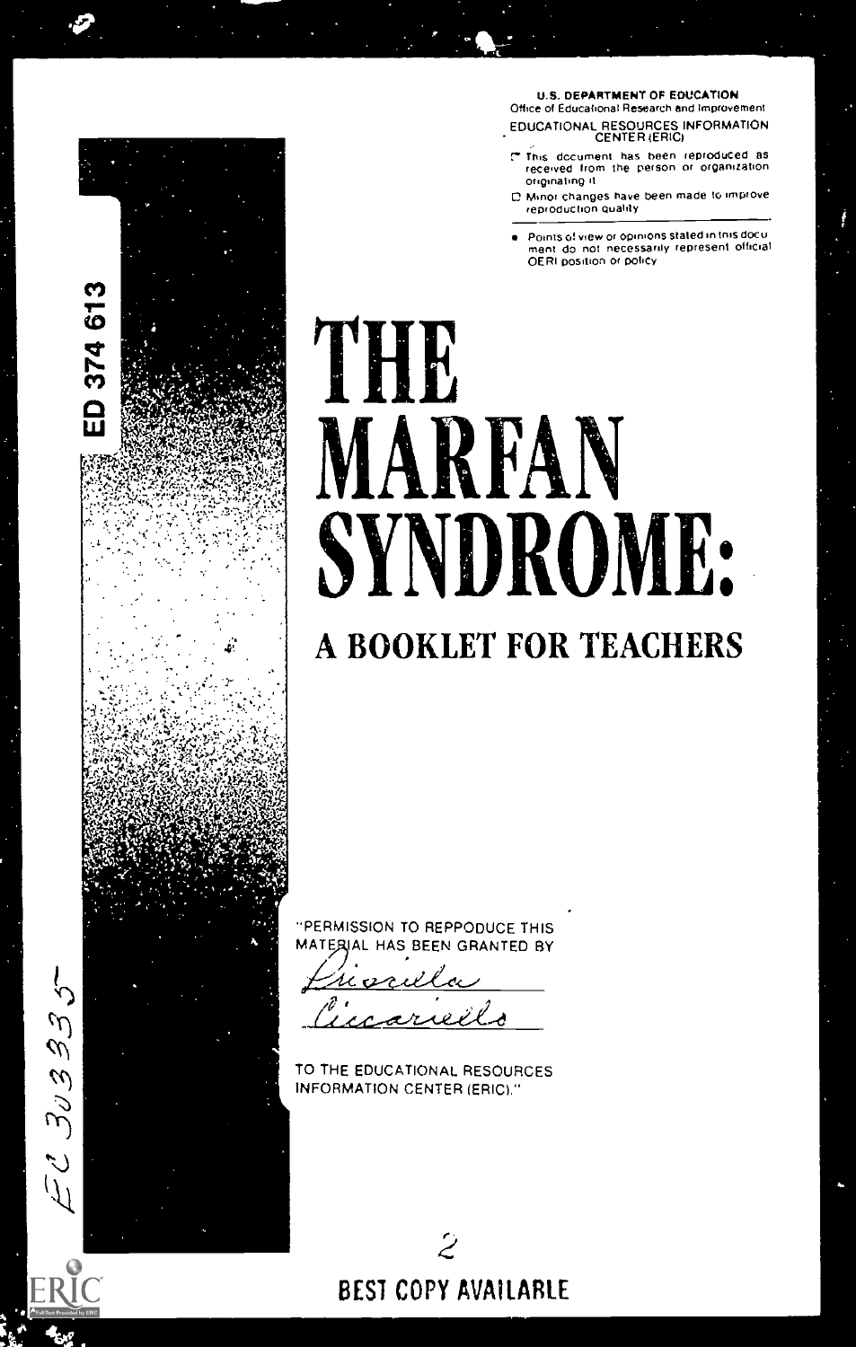U.S. DEPARTMENT OF EDUCATION
Office of Educational Research and Improvement
EDUCATIONAL RESOURCES INFORMATION CENTER (ERIC)

- This document has been reproduced as received from the person or organization originating it
- Minor changes have been made to improve reproduction quality

- Points of view or opinions stated in this document do not necessarily represent official OERI position or policy

ED 374 613

# THE MARFAN SYNDROME:

## A BOOKLET FOR TEACHERS

"PERMISSION TO REPPODUCE THIS MATERIAL HAS BEEN GRANTED BY

Priscilla Ciccariello

TO THE EDUCATIONAL RESOURCES INFORMATION CENTER (ERIC)."

EC 303335

BEST COPY AVAILABLE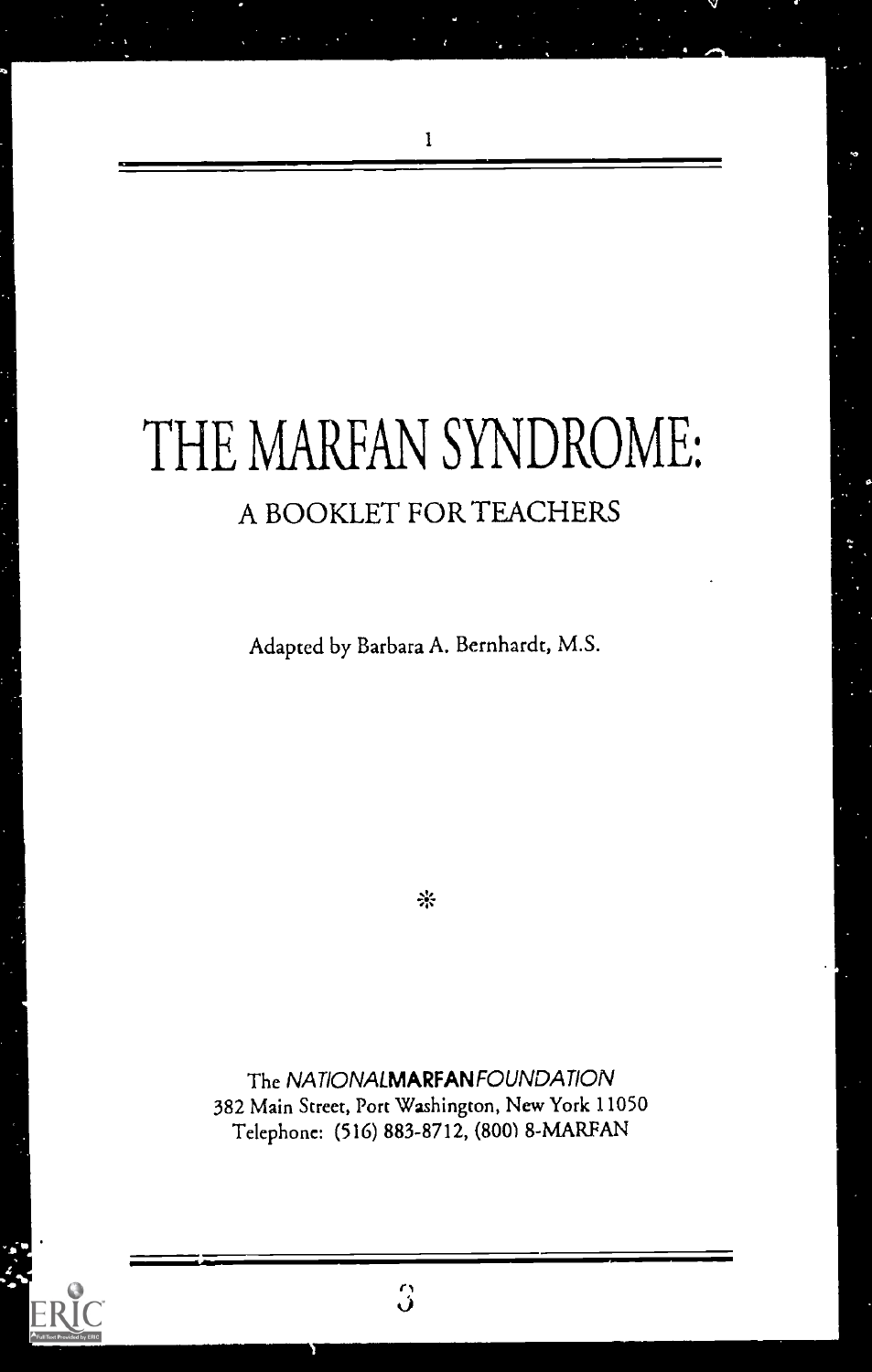# THE MARFAN SYNDROME:

## A BOOKLET FOR TEACHERS

Adapted by Barbara A. Bernhardt, M.S.

The *NATIONAL* **MARFAN** *FOUNDATION*
382 Main Street, Port Washington, New York 11050
Telephone: (516) 883-8712, (800) 8-MARFAN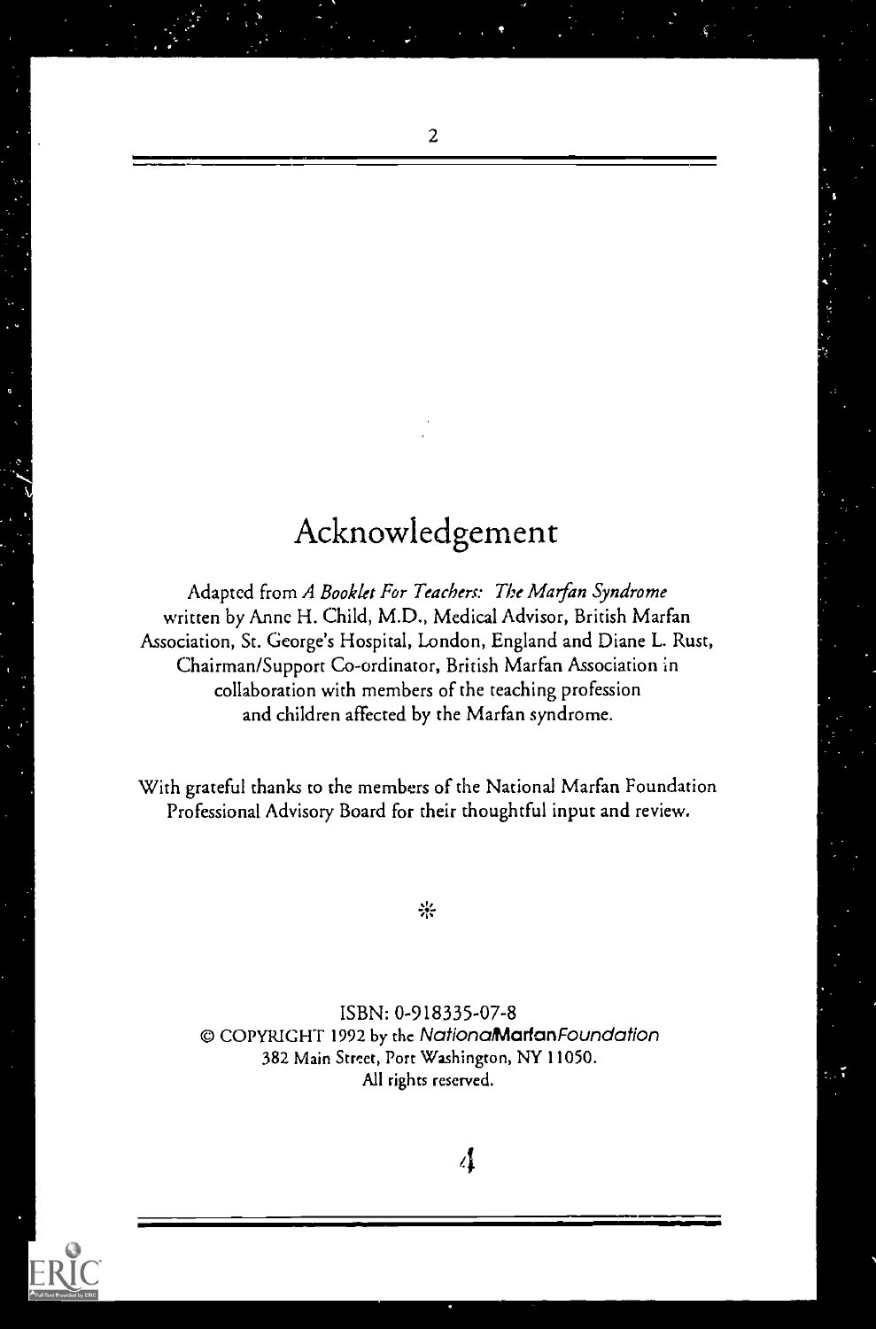# Acknowledgement

Adapted from *A Booklet For Teachers: The Marfan Syndrome* written by Anne H. Child, M.D., Medical Advisor, British Marfan Association, St. George's Hospital, London, England and Diane L. Rust, Chairman/Support Co-ordinator, British Marfan Association in collaboration with members of the teaching profession and children affected by the Marfan syndrome.

With grateful thanks to the members of the National Marfan Foundation Professional Advisory Board for their thoughtful input and review.

⁂

ISBN: 0-918335-07-8
© COPYRIGHT 1992 by the *National* **Marfan** *Foundation*
382 Main Street, Port Washington, NY 11050.
All rights reserved.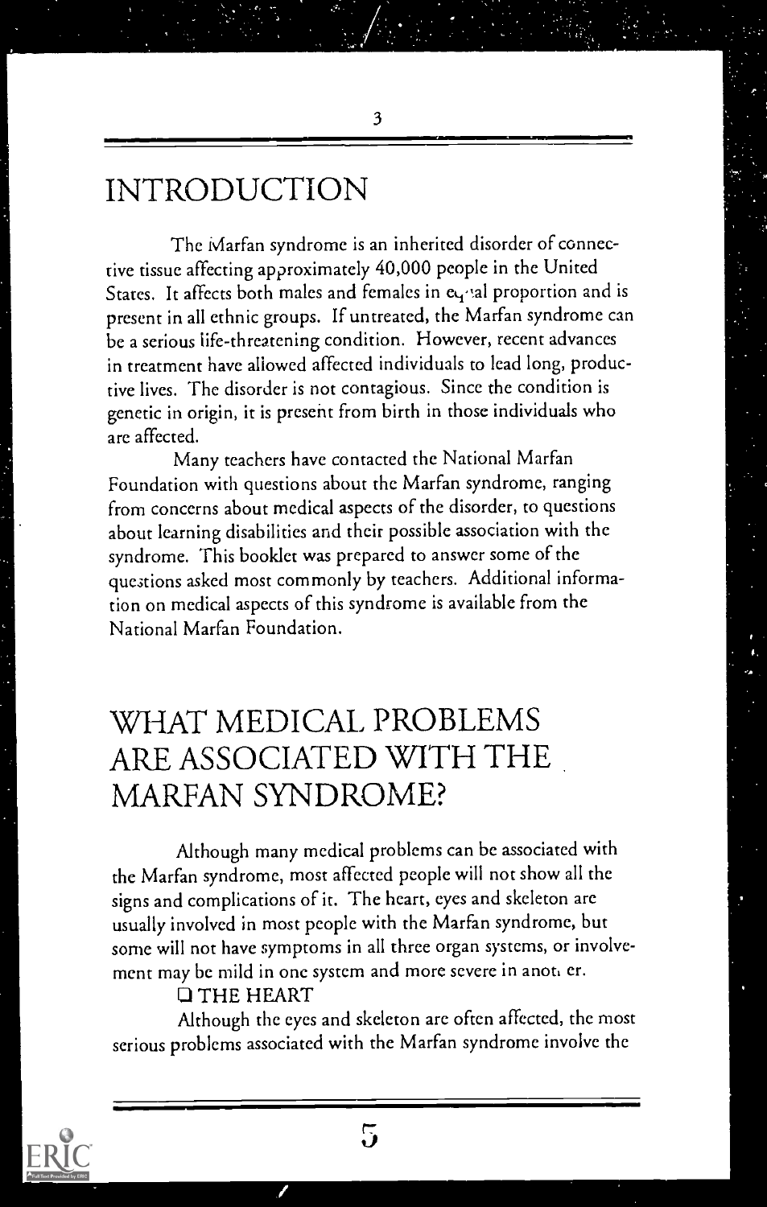# INTRODUCTION

The Marfan syndrome is an inherited disorder of connective tissue affecting approximately 40,000 people in the United States. It affects both males and females in equal proportion and is present in all ethnic groups. If untreated, the Marfan syndrome can be a serious life-threatening condition. However, recent advances in treatment have allowed affected individuals to lead long, productive lives. The disorder is not contagious. Since the condition is genetic in origin, it is present from birth in those individuals who are affected.

Many teachers have contacted the National Marfan Foundation with questions about the Marfan syndrome, ranging from concerns about medical aspects of the disorder, to questions about learning disabilities and their possible association with the syndrome. This booklet was prepared to answer some of the questions asked most commonly by teachers. Additional information on medical aspects of this syndrome is available from the National Marfan Foundation.

# WHAT MEDICAL PROBLEMS ARE ASSOCIATED WITH THE MARFAN SYNDROME?

Although many medical problems can be associated with the Marfan syndrome, most affected people will not show all the signs and complications of it. The heart, eyes and skeleton are usually involved in most people with the Marfan syndrome, but some will not have symptoms in all three organ systems, or involvement may be mild in one system and more severe in another.

❑ THE HEART

Although the eyes and skeleton are often affected, the most serious problems associated with the Marfan syndrome involve the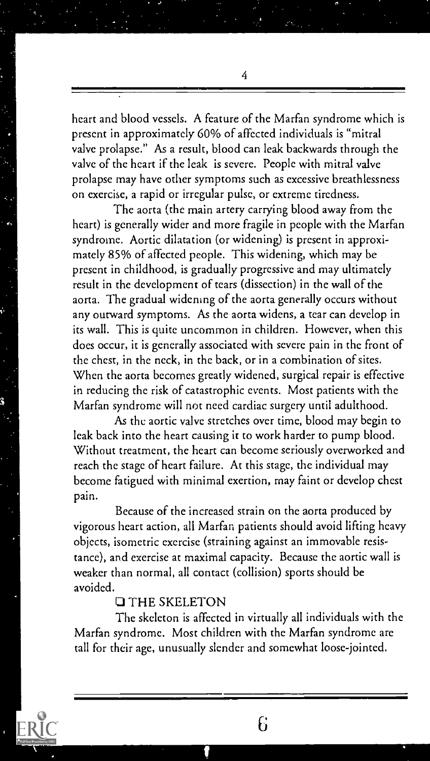heart and blood vessels. A feature of the Marfan syndrome which is present in approximately 60% of affected individuals is "mitral valve prolapse." As a result, blood can leak backwards through the valve of the heart if the leak is severe. People with mitral valve prolapse may have other symptoms such as excessive breathlessness on exercise, a rapid or irregular pulse, or extreme tiredness.

The aorta (the main artery carrying blood away from the heart) is generally wider and more fragile in people with the Marfan syndrome. Aortic dilatation (or widening) is present in approximately 85% of affected people. This widening, which may be present in childhood, is gradually progressive and may ultimately result in the development of tears (dissection) in the wall of the aorta. The gradual widening of the aorta generally occurs without any outward symptoms. As the aorta widens, a tear can develop in its wall. This is quite uncommon in children. However, when this does occur, it is generally associated with severe pain in the front of the chest, in the neck, in the back, or in a combination of sites. When the aorta becomes greatly widened, surgical repair is effective in reducing the risk of catastrophic events. Most patients with the Marfan syndrome will not need cardiac surgery until adulthood.

As the aortic valve stretches over time, blood may begin to leak back into the heart causing it to work harder to pump blood. Without treatment, the heart can become seriously overworked and reach the stage of heart failure. At this stage, the individual may become fatigued with minimal exertion, may faint or develop chest pain.

Because of the increased strain on the aorta produced by vigorous heart action, all Marfan patients should avoid lifting heavy objects, isometric exercise (straining against an immovable resistance), and exercise at maximal capacity. Because the aortic wall is weaker than normal, all contact (collision) sports should be avoided.

❑ THE SKELETON

The skeleton is affected in virtually all individuals with the Marfan syndrome. Most children with the Marfan syndrome are tall for their age, unusually slender and somewhat loose-jointed.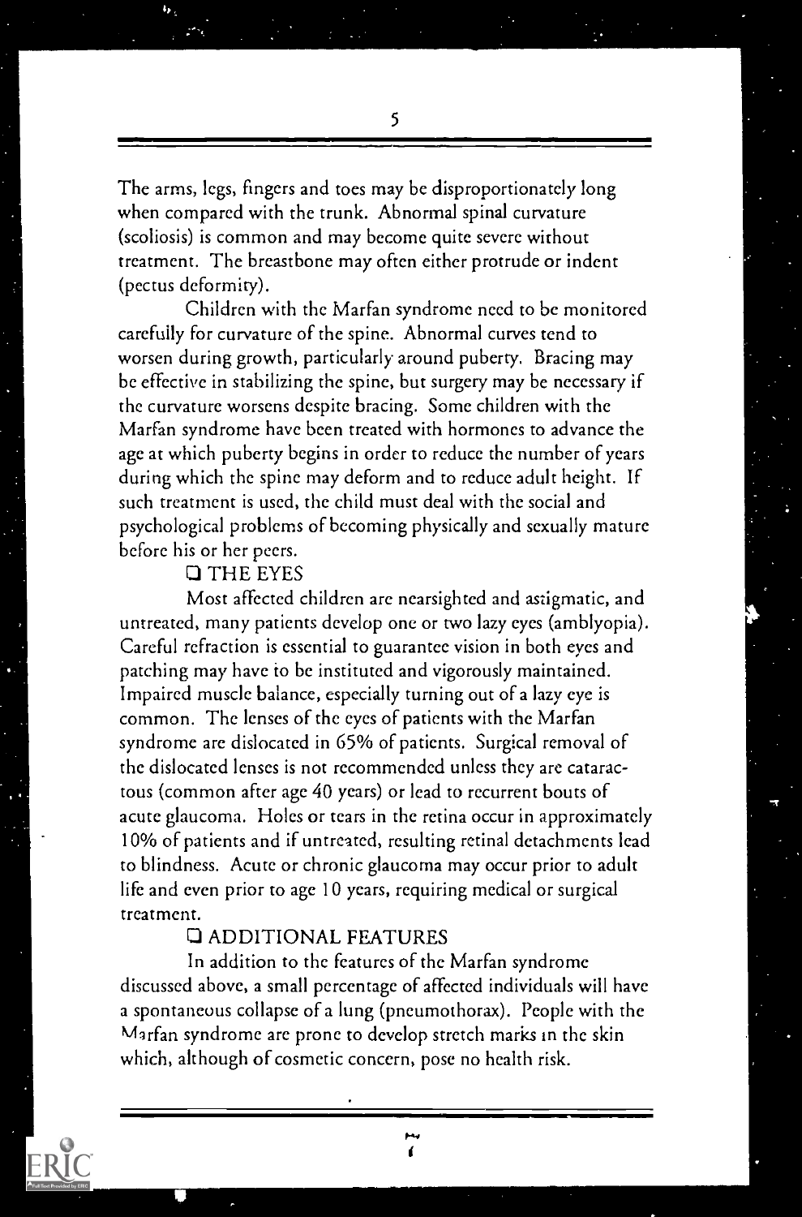The arms, legs, fingers and toes may be disproportionately long when compared with the trunk. Abnormal spinal curvature (scoliosis) is common and may become quite severe without treatment. The breastbone may often either protrude or indent (pectus deformity).

Children with the Marfan syndrome need to be monitored carefully for curvature of the spine. Abnormal curves tend to worsen during growth, particularly around puberty. Bracing may be effective in stabilizing the spine, but surgery may be necessary if the curvature worsens despite bracing. Some children with the Marfan syndrome have been treated with hormones to advance the age at which puberty begins in order to reduce the number of years during which the spine may deform and to reduce adult height. If such treatment is used, the child must deal with the social and psychological problems of becoming physically and sexually mature before his or her peers.

## ❑ THE EYES

Most affected children are nearsighted and astigmatic, and untreated, many patients develop one or two lazy eyes (amblyopia). Careful refraction is essential to guarantee vision in both eyes and patching may have to be instituted and vigorously maintained. Impaired muscle balance, especially turning out of a lazy eye is common. The lenses of the eyes of patients with the Marfan syndrome are dislocated in 65% of patients. Surgical removal of the dislocated lenses is not recommended unless they are cataractous (common after age 40 years) or lead to recurrent bouts of acute glaucoma. Holes or tears in the retina occur in approximately 10% of patients and if untreated, resulting retinal detachments lead to blindness. Acute or chronic glaucoma may occur prior to adult life and even prior to age 10 years, requiring medical or surgical treatment.

## ❑ ADDITIONAL FEATURES

In addition to the features of the Marfan syndrome discussed above, a small percentage of affected individuals will have a spontaneous collapse of a lung (pneumothorax). People with the Marfan syndrome are prone to develop stretch marks in the skin which, although of cosmetic concern, pose no health risk.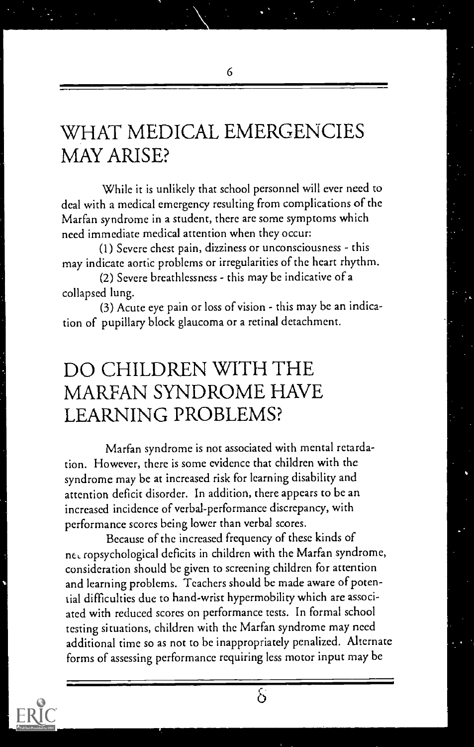# WHAT MEDICAL EMERGENCIES MAY ARISE?

While it is unlikely that school personnel will ever need to deal with a medical emergency resulting from complications of the Marfan syndrome in a student, there are some symptoms which need immediate medical attention when they occur:

(1) Severe chest pain, dizziness or unconsciousness - this may indicate aortic problems or irregularities of the heart rhythm.

(2) Severe breathlessness - this may be indicative of a collapsed lung.

(3) Acute eye pain or loss of vision - this may be an indication of pupillary block glaucoma or a retinal detachment.

# DO CHILDREN WITH THE MARFAN SYNDROME HAVE LEARNING PROBLEMS?

Marfan syndrome is not associated with mental retardation. However, there is some evidence that children with the syndrome may be at increased risk for learning disability and attention deficit disorder. In addition, there appears to be an increased incidence of verbal-performance discrepancy, with performance scores being lower than verbal scores.

Because of the increased frequency of these kinds of neuropsychological deficits in children with the Marfan syndrome, consideration should be given to screening children for attention and learning problems. Teachers should be made aware of potential difficulties due to hand-wrist hypermobility which are associated with reduced scores on performance tests. In formal school testing situations, children with the Marfan syndrome may need additional time so as not to be inappropriately penalized. Alternate forms of assessing performance requiring less motor input may be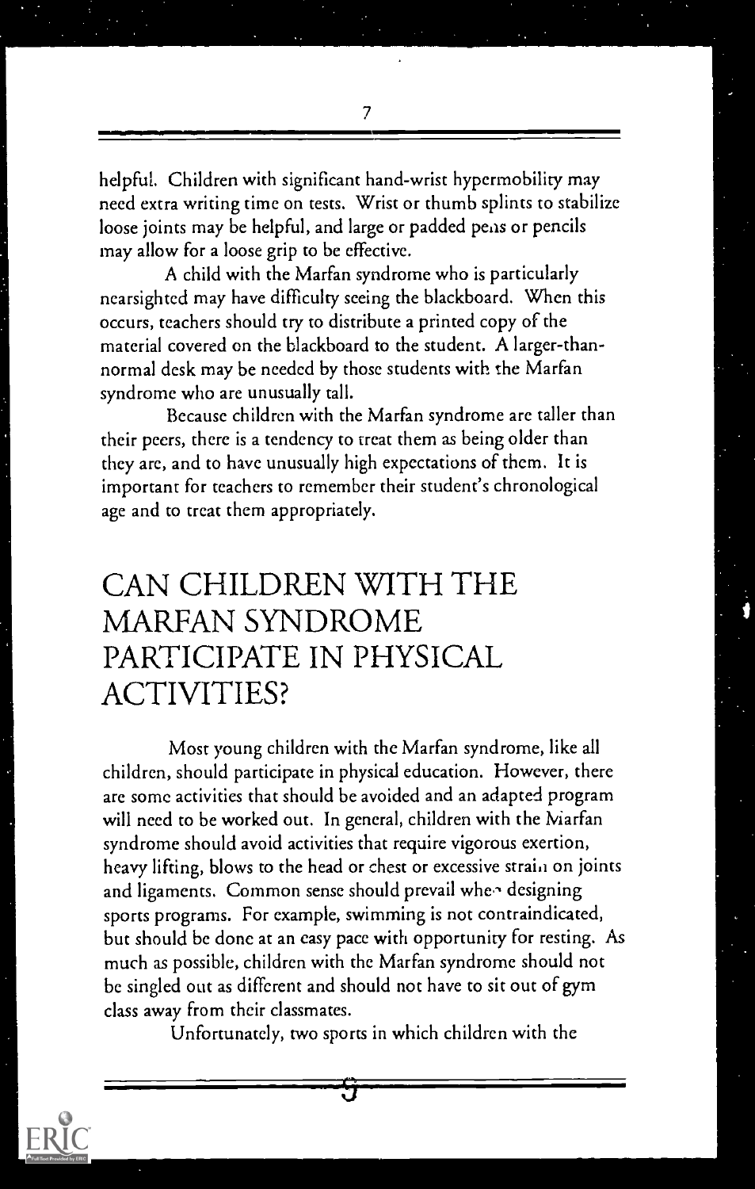helpful. Children with significant hand-wrist hypermobility may need extra writing time on tests. Wrist or thumb splints to stabilize loose joints may be helpful, and large or padded pens or pencils may allow for a loose grip to be effective.

A child with the Marfan syndrome who is particularly nearsighted may have difficulty seeing the blackboard. When this occurs, teachers should try to distribute a printed copy of the material covered on the blackboard to the student. A larger-than-normal desk may be needed by those students with the Marfan syndrome who are unusually tall.

Because children with the Marfan syndrome are taller than their peers, there is a tendency to treat them as being older than they are, and to have unusually high expectations of them. It is important for teachers to remember their student's chronological age and to treat them appropriately.

# CAN CHILDREN WITH THE MARFAN SYNDROME PARTICIPATE IN PHYSICAL ACTIVITIES?

Most young children with the Marfan syndrome, like all children, should participate in physical education. However, there are some activities that should be avoided and an adapted program will need to be worked out. In general, children with the Marfan syndrome should avoid activities that require vigorous exertion, heavy lifting, blows to the head or chest or excessive strain on joints and ligaments. Common sense should prevail when designing sports programs. For example, swimming is not contraindicated, but should be done at an easy pace with opportunity for resting. As much as possible, children with the Marfan syndrome should not be singled out as different and should not have to sit out of gym class away from their classmates.

Unfortunately, two sports in which children with the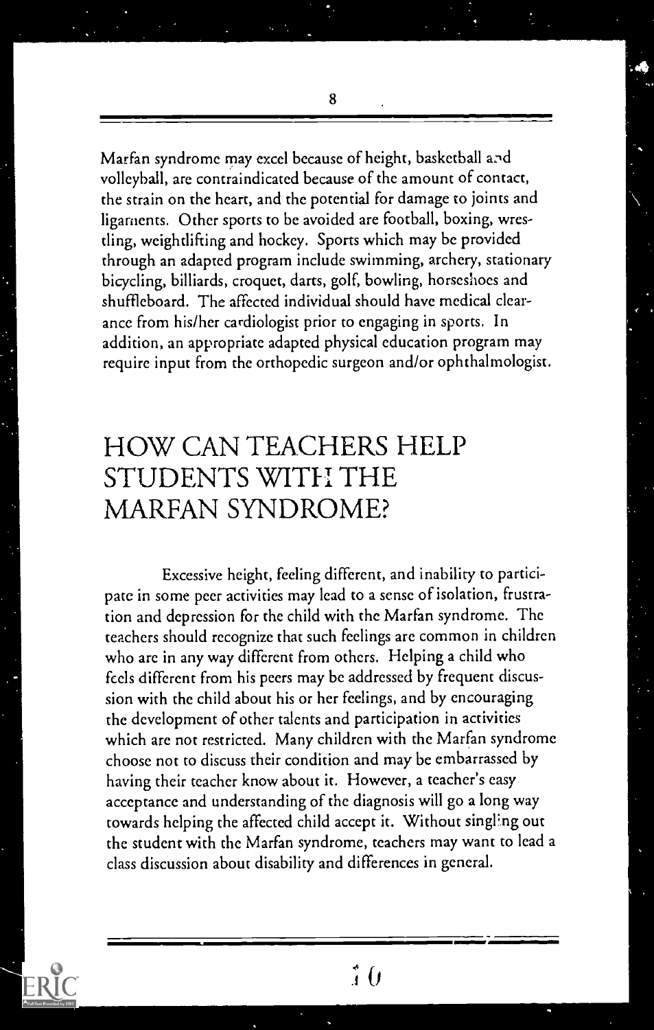Marfan syndrome may excel because of height, basketball and volleyball, are contraindicated because of the amount of contact, the strain on the heart, and the potential for damage to joints and ligaments. Other sports to be avoided are football, boxing, wrestling, weightlifting and hockey. Sports which may be provided through an adapted program include swimming, archery, stationary bicycling, billiards, croquet, darts, golf, bowling, horseshoes and shuffleboard. The affected individual should have medical clearance from his/her cardiologist prior to engaging in sports. In addition, an appropriate adapted physical education program may require input from the orthopedic surgeon and/or ophthalmologist.

# HOW CAN TEACHERS HELP STUDENTS WITH THE MARFAN SYNDROME?

Excessive height, feeling different, and inability to participate in some peer activities may lead to a sense of isolation, frustration and depression for the child with the Marfan syndrome. The teachers should recognize that such feelings are common in children who are in any way different from others. Helping a child who feels different from his peers may be addressed by frequent discussion with the child about his or her feelings, and by encouraging the development of other talents and participation in activities which are not restricted. Many children with the Marfan syndrome choose not to discuss their condition and may be embarrassed by having their teacher know about it. However, a teacher's easy acceptance and understanding of the diagnosis will go a long way towards helping the affected child accept it. Without singling out the student with the Marfan syndrome, teachers may want to lead a class discussion about disability and differences in general.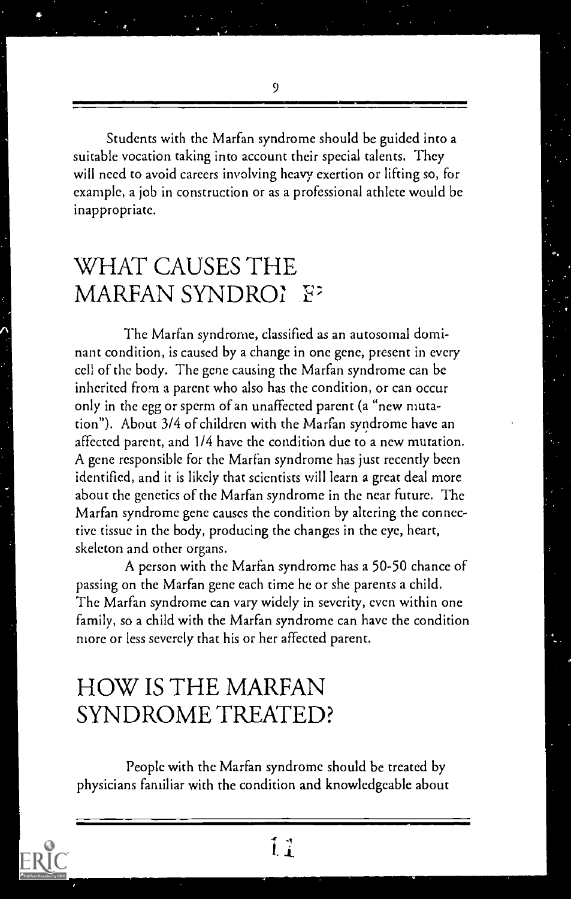Students with the Marfan syndrome should be guided into a suitable vocation taking into account their special talents. They will need to avoid careers involving heavy exertion or lifting so, for example, a job in construction or as a professional athlete would be inappropriate.

## WHAT CAUSES THE MARFAN SYNDROME?

The Marfan syndrome, classified as an autosomal dominant condition, is caused by a change in one gene, present in every cell of the body. The gene causing the Marfan syndrome can be inherited from a parent who also has the condition, or can occur only in the egg or sperm of an unaffected parent (a "new mutation"). About 3/4 of children with the Marfan syndrome have an affected parent, and 1/4 have the condition due to a new mutation. A gene responsible for the Marfan syndrome has just recently been identified, and it is likely that scientists will learn a great deal more about the genetics of the Marfan syndrome in the near future. The Marfan syndrome gene causes the condition by altering the connective tissue in the body, producing the changes in the eye, heart, skeleton and other organs.

A person with the Marfan syndrome has a 50-50 chance of passing on the Marfan gene each time he or she parents a child. The Marfan syndrome can vary widely in severity, even within one family, so a child with the Marfan syndrome can have the condition more or less severely that his or her affected parent.

## HOW IS THE MARFAN SYNDROME TREATED?

People with the Marfan syndrome should be treated by physicians familiar with the condition and knowledgeable about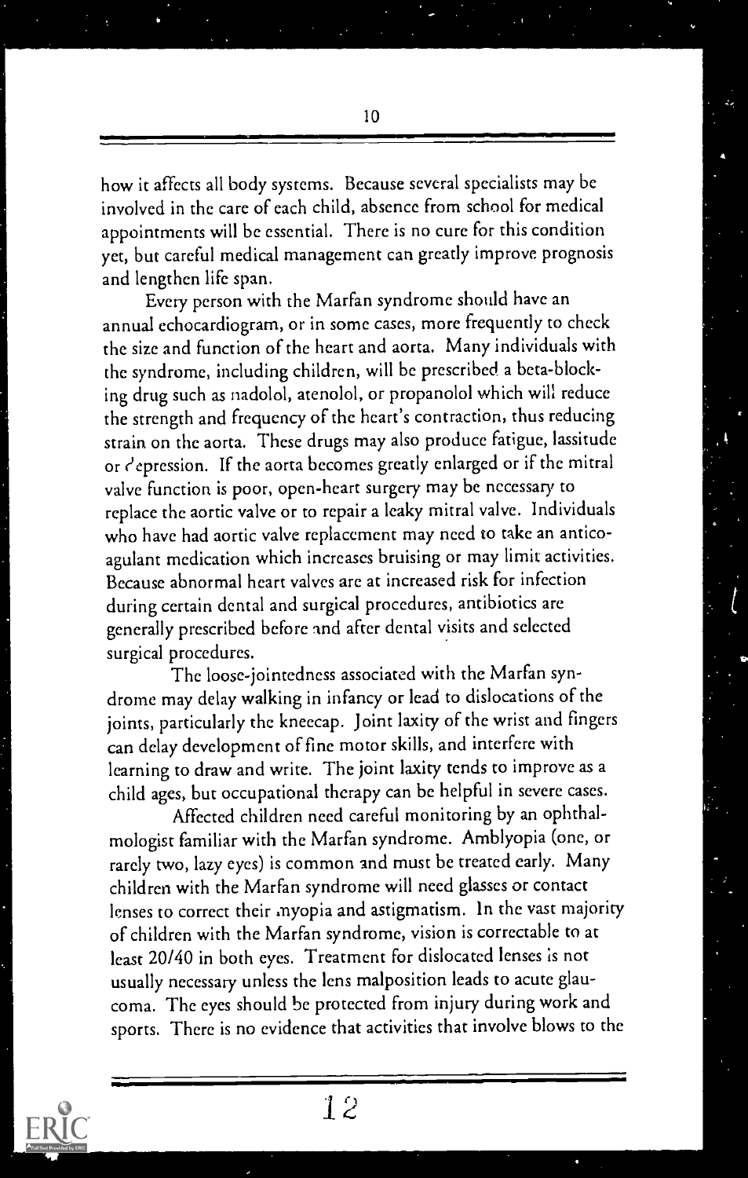how it affects all body systems. Because several specialists may be involved in the care of each child, absence from school for medical appointments will be essential. There is no cure for this condition yet, but careful medical management can greatly improve prognosis and lengthen life span.

Every person with the Marfan syndrome should have an annual echocardiogram, or in some cases, more frequently to check the size and function of the heart and aorta. Many individuals with the syndrome, including children, will be prescribed a beta-blocking drug such as nadolol, atenolol, or propanolol which will reduce the strength and frequency of the heart's contraction, thus reducing strain on the aorta. These drugs may also produce fatigue, lassitude or depression. If the aorta becomes greatly enlarged or if the mitral valve function is poor, open-heart surgery may be necessary to replace the aortic valve or to repair a leaky mitral valve. Individuals who have had aortic valve replacement may need to take an anticoagulant medication which increases bruising or may limit activities. Because abnormal heart valves are at increased risk for infection during certain dental and surgical procedures, antibiotics are generally prescribed before and after dental visits and selected surgical procedures.

The loose-jointedness associated with the Marfan syndrome may delay walking in infancy or lead to dislocations of the joints, particularly the kneecap. Joint laxity of the wrist and fingers can delay development of fine motor skills, and interfere with learning to draw and write. The joint laxity tends to improve as a child ages, but occupational therapy can be helpful in severe cases.

Affected children need careful monitoring by an ophthalmologist familiar with the Marfan syndrome. Amblyopia (one, or rarely two, lazy eyes) is common and must be treated early. Many children with the Marfan syndrome will need glasses or contact lenses to correct their myopia and astigmatism. In the vast majority of children with the Marfan syndrome, vision is correctable to at least 20/40 in both eyes. Treatment for dislocated lenses is not usually necessary unless the lens malposition leads to acute glaucoma. The eyes should be protected from injury during work and sports. There is no evidence that activities that involve blows to the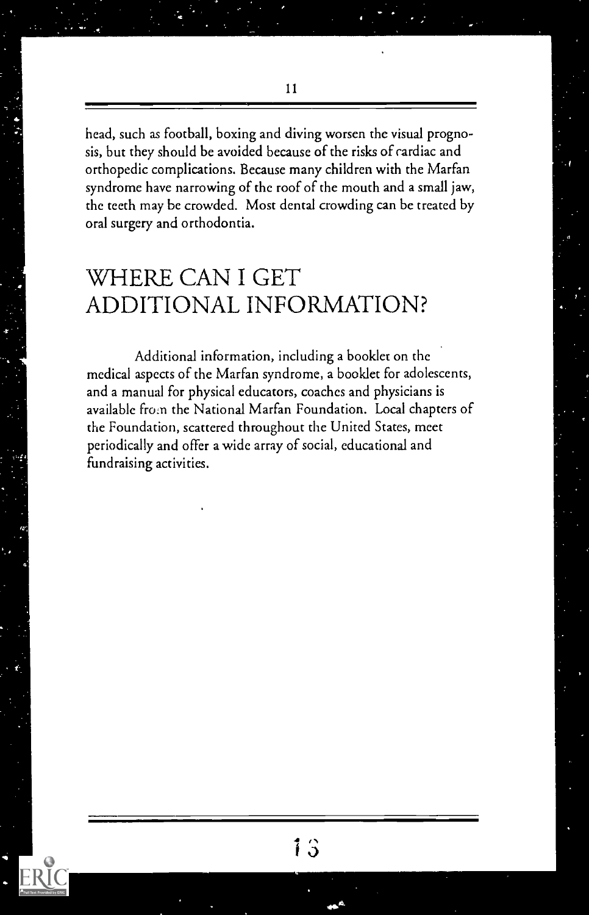head, such as football, boxing and diving worsen the visual prognosis, but they should be avoided because of the risks of cardiac and orthopedic complications. Because many children with the Marfan syndrome have narrowing of the roof of the mouth and a small jaw, the teeth may be crowded. Most dental crowding can be treated by oral surgery and orthodontia.

# WHERE CAN I GET ADDITIONAL INFORMATION?

Additional information, including a booklet on the medical aspects of the Marfan syndrome, a booklet for adolescents, and a manual for physical educators, coaches and physicians is available from the National Marfan Foundation. Local chapters of the Foundation, scattered throughout the United States, meet periodically and offer a wide array of social, educational and fundraising activities.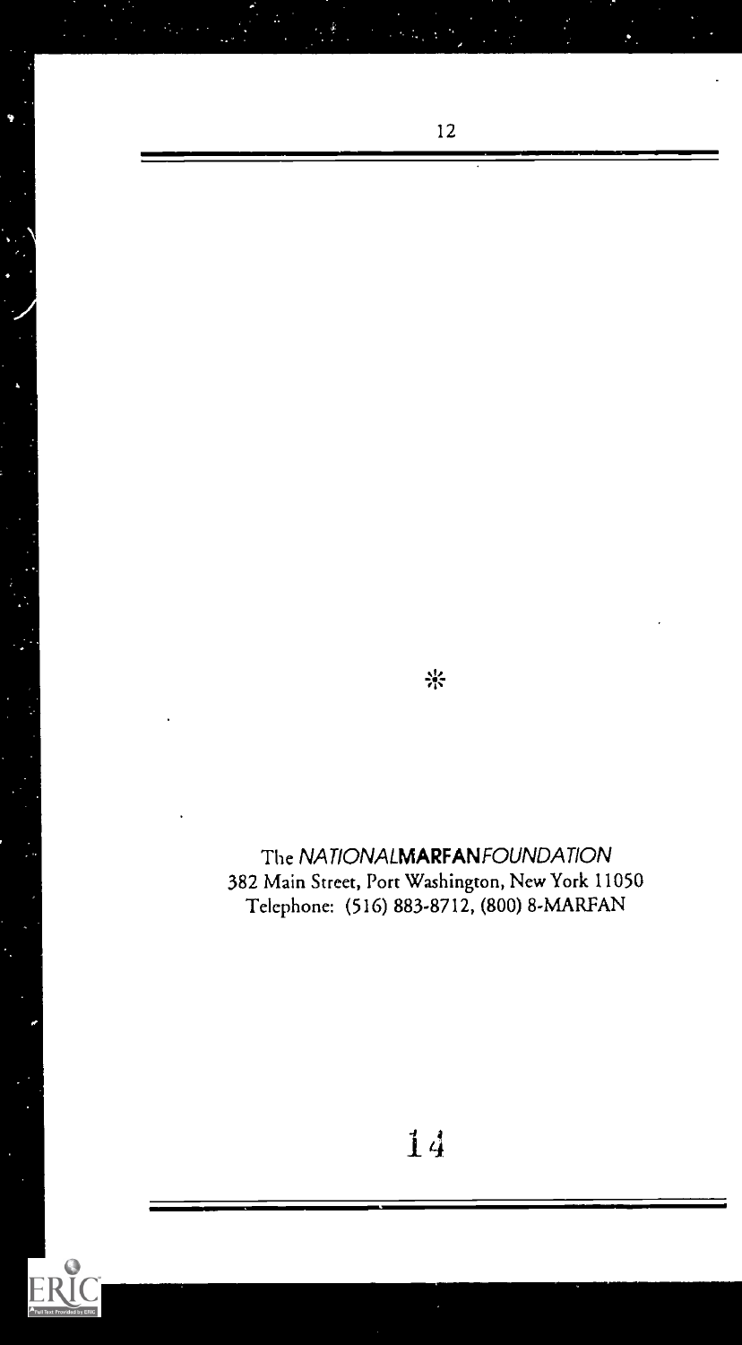The *NATIONAL***MARFAN***FOUNDATION*
382 Main Street, Port Washington, New York 11050
Telephone: (516) 883-8712, (800) 8-MARFAN